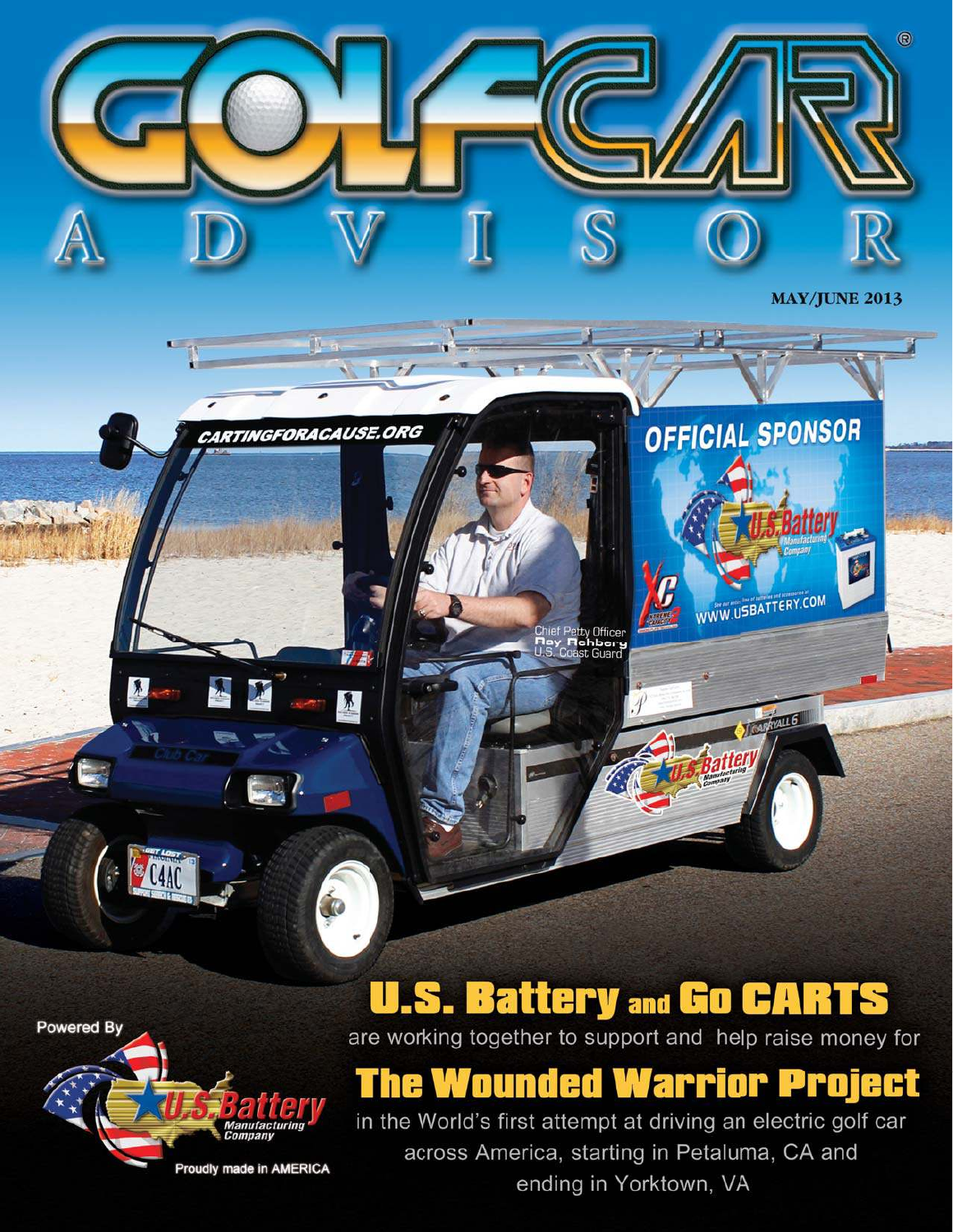# GOLFCAR ADVISOR

MAY/JUNE 2013

## U.S. Battery and Go CARTS

are working together to support and help raise money for

## The Wounded Warrior Project

in the World's first attempt at driving an electric golf car across America, starting in Petaluma, CA and ending in Yorktown, VA

Chief Petty Officer Ray Rohberg U.S. Coast Guard

Powered By U.S. Battery Manufacturing Company

Proudly made in AMERICA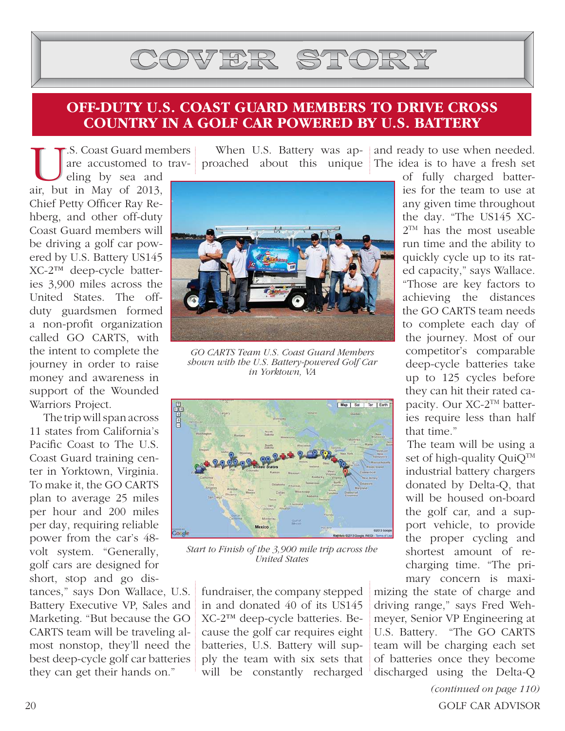# COVER STORY

## OFF-DUTY U.S. COAST GUARD MEMBERS TO DRIVE CROSS COUNTRY IN A GOLF CAR POWERED BY U.S. BATTERY

U.S. Coast Guard members are accustomed to traveling by sea and air, but in May of 2013, Chief Petty Officer Ray Rehberg, and other off-duty Coast Guard members will be driving a golf car powered by U.S. Battery US145 XC-2™ deep-cycle batteries 3,900 miles across the United States. The off-duty guardsmen formed a non-profit organization called GO CARTS, with the intent to complete the journey in order to raise money and awareness in support of the Wounded Warriors Project.

The trip will span across 11 states from California's Pacific Coast to The U.S. Coast Guard training center in Yorktown, Virginia. To make it, the GO CARTS plan to average 25 miles per hour and 200 miles per day, requiring reliable power from the car's 48-volt system. "Generally, golf cars are designed for short, stop and go distances," says Don Wallace, U.S. Battery Executive VP, Sales and Marketing. "But because the GO CARTS team will be traveling almost nonstop, they'll need the best deep-cycle golf car batteries they can get their hands on."

When U.S. Battery was approached about this unique fundraiser, the company stepped in and donated 40 of its US145 XC-2™ deep-cycle batteries. Because the golf car requires eight batteries, U.S. Battery will supply the team with six sets that will be constantly recharged and ready to use when needed. The idea is to have a fresh set of fully charged batteries for the team to use at any given time throughout the day. "The US145 XC-2™ has the most useable run time and the ability to quickly cycle up to its rated capacity," says Wallace. "Those are key factors to achieving the distances the GO CARTS team needs to complete each day of the journey. Most of our competitor's comparable deep-cycle batteries take up to 125 cycles before they can hit their rated capacity. Our XC-2™ batteries require less than half that time."

*GO CARTS Team U.S. Coast Guard Members shown with the U.S. Battery-powered Golf Car in Yorktown, VA*

*Start to Finish of the 3,900 mile trip across the United States*

The team will be using a set of high-quality QuiQ™ industrial battery chargers donated by Delta-Q, that will be housed on-board the golf car, and a support vehicle, to provide the proper cycling and shortest amount of recharging time. "The primary concern is maximizing the state of charge and driving range," says Fred Wehmeyer, Senior VP Engineering at U.S. Battery. "The GO CARTS team will be charging each set of batteries once they become discharged using the Delta-Q

*(continued on page 110)*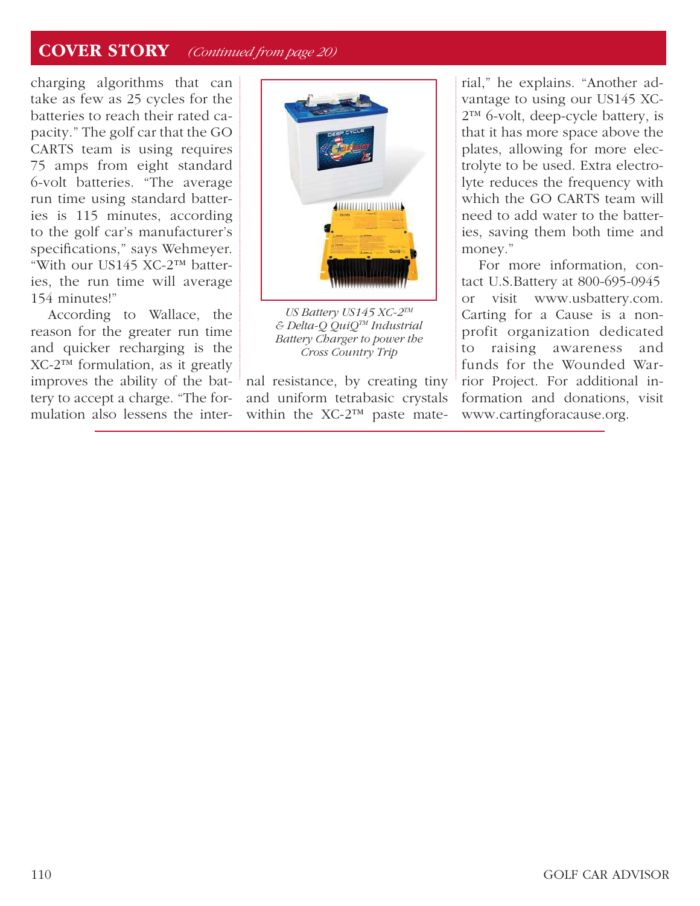## COVER STORY *(Continued from page 20)*

charging algorithms that can take as few as 25 cycles for the batteries to reach their rated capacity." The golf car that the GO CARTS team is using requires 75 amps from eight standard 6-volt batteries. "The average run time using standard batteries is 115 minutes, according to the golf car's manufacturer's specifications," says Wehmeyer. "With our US145 XC-2™ batteries, the run time will average 154 minutes!"

According to Wallace, the reason for the greater run time and quicker recharging is the XC-2™ formulation, as it greatly improves the ability of the battery to accept a charge. "The formulation also lessens the internal resistance, by creating tiny and uniform tetrabasic crystals within the XC-2™ paste material," he explains. "Another advantage to using our US145 XC-2™ 6-volt, deep-cycle battery, is that it has more space above the plates, allowing for more electrolyte to be used. Extra electrolyte reduces the frequency with which the GO CARTS team will need to add water to the batteries, saving them both time and money."

*US Battery US145 XC-2™ & Delta-Q QuiQ™ Industrial Battery Charger to power the Cross Country Trip*

For more information, contact U.S.Battery at 800-695-0945 or visit www.usbattery.com. Carting for a Cause is a non-profit organization dedicated to raising awareness and funds for the Wounded Warrior Project. For additional information and donations, visit www.cartingforacause.org.